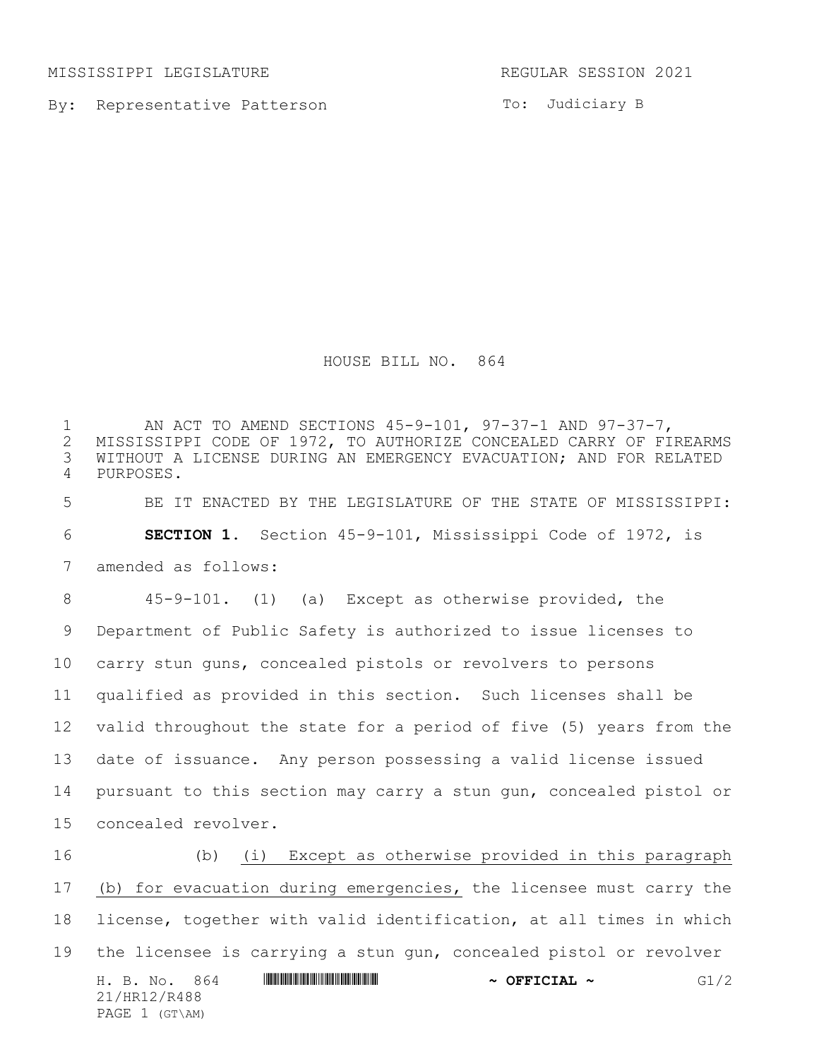MISSISSIPPI LEGISLATURE REGULAR SESSION 2021

By: Representative Patterson

To: Judiciary B

# HOUSE BILL NO. 864

AN ACT TO AMEND SECTIONS 45-9-101, 97-37-1 AND 97-37-7, MISSISSIPPI CODE OF 1972, TO AUTHORIZE CONCEALED CARRY OF FIREARMS WITHOUT A LICENSE DURING AN EMERGENCY EVACUATION; AND FOR RELATED PURPOSES.

BE IT ENACTED BY THE LEGISLATURE OF THE STATE OF MISSISSIPPI:

**SECTION 1.** Section 45-9-101, Mississippi Code of 1972, is amended as follows:

45-9-101. (1) (a) Except as otherwise provided, the Department of Public Safety is authorized to issue licenses to carry stun guns, concealed pistols or revolvers to persons qualified as provided in this section. Such licenses shall be valid throughout the state for a period of five (5) years from the date of issuance. Any person possessing a valid license issued pursuant to this section may carry a stun gun, concealed pistol or concealed revolver.

(b) (i) Except as otherwise provided in this paragraph (b) for evacuation during emergencies, the licensee must carry the license, together with valid identification, at all times in which the licensee is carrying a stun gun, concealed pistol or revolver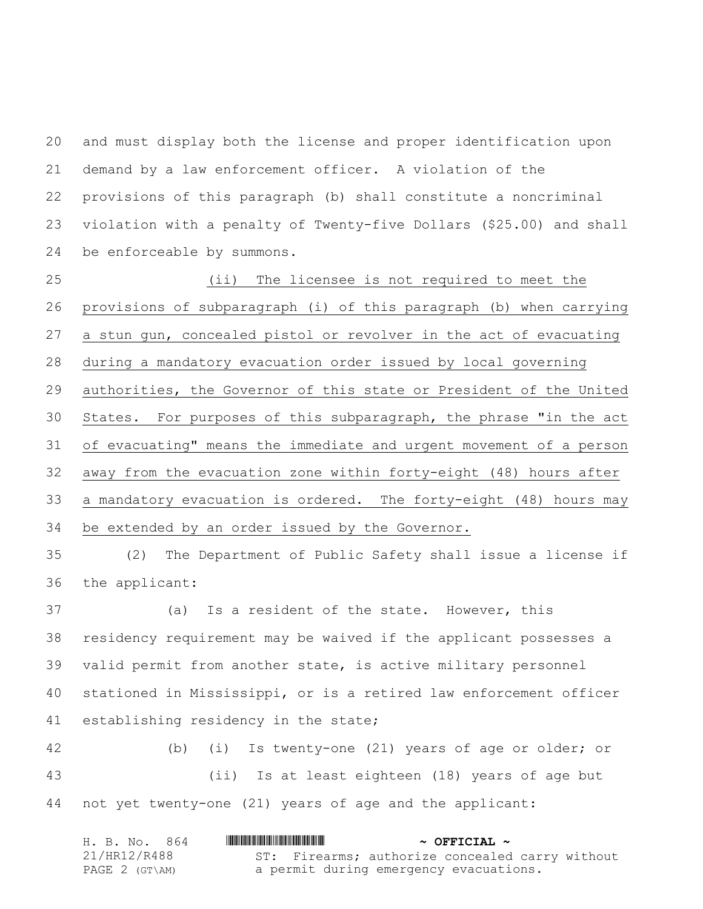and must display both the license and proper identification upon demand by a law enforcement officer. A violation of the provisions of this paragraph (b) shall constitute a noncriminal violation with a penalty of Twenty-five Dollars ($25.00) and shall be enforceable by summons.

(ii) The licensee is not required to meet the provisions of subparagraph (i) of this paragraph (b) when carrying a stun gun, concealed pistol or revolver in the act of evacuating during a mandatory evacuation order issued by local governing authorities, the Governor of this state or President of the United States. For purposes of this subparagraph, the phrase "in the act of evacuating" means the immediate and urgent movement of a person away from the evacuation zone within forty-eight (48) hours after a mandatory evacuation is ordered. The forty-eight (48) hours may be extended by an order issued by the Governor.

(2) The Department of Public Safety shall issue a license if the applicant:

(a) Is a resident of the state. However, this residency requirement may be waived if the applicant possesses a valid permit from another state, is active military personnel stationed in Mississippi, or is a retired law enforcement officer establishing residency in the state;

(b) (i) Is twenty-one (21) years of age or older; or

(ii) Is at least eighteen (18) years of age but not yet twenty-one (21) years of age and the applicant: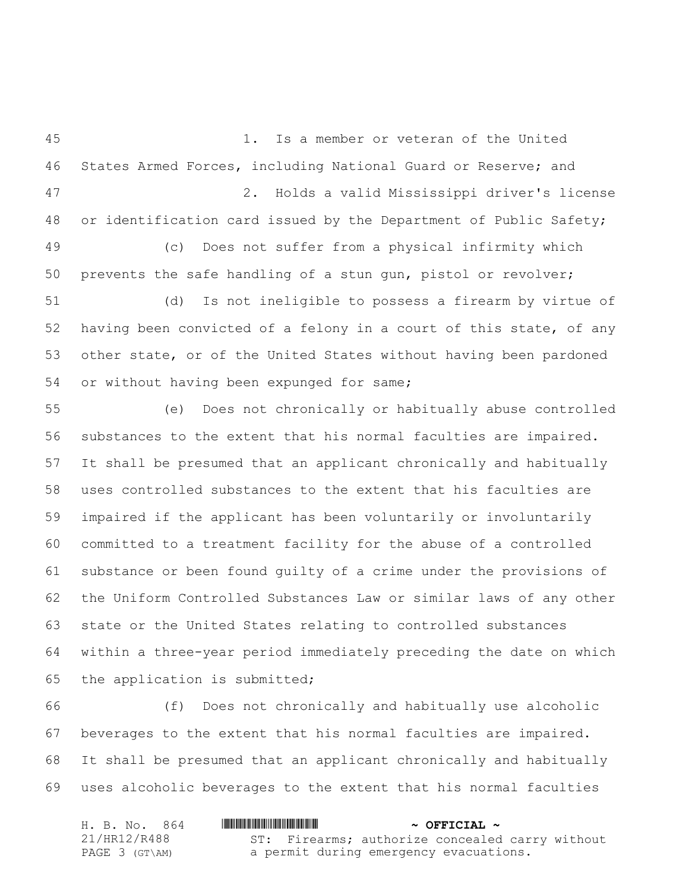1. Is a member or veteran of the United States Armed Forces, including National Guard or Reserve; and

2. Holds a valid Mississippi driver's license or identification card issued by the Department of Public Safety;

(c) Does not suffer from a physical infirmity which prevents the safe handling of a stun gun, pistol or revolver;

(d) Is not ineligible to possess a firearm by virtue of having been convicted of a felony in a court of this state, of any other state, or of the United States without having been pardoned or without having been expunged for same;

(e) Does not chronically or habitually abuse controlled substances to the extent that his normal faculties are impaired. It shall be presumed that an applicant chronically and habitually uses controlled substances to the extent that his faculties are impaired if the applicant has been voluntarily or involuntarily committed to a treatment facility for the abuse of a controlled substance or been found guilty of a crime under the provisions of the Uniform Controlled Substances Law or similar laws of any other state or the United States relating to controlled substances within a three-year period immediately preceding the date on which the application is submitted;

(f) Does not chronically and habitually use alcoholic beverages to the extent that his normal faculties are impaired. It shall be presumed that an applicant chronically and habitually uses alcoholic beverages to the extent that his normal faculties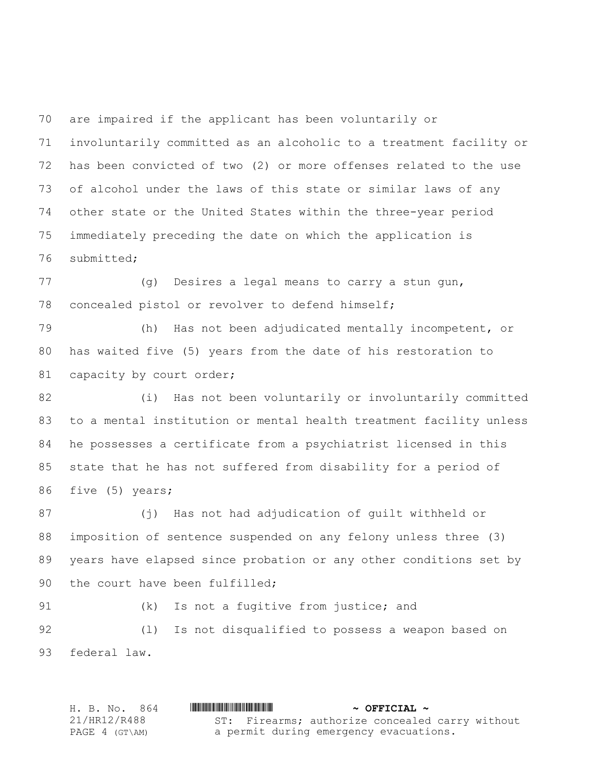are impaired if the applicant has been voluntarily or involuntarily committed as an alcoholic to a treatment facility or has been convicted of two (2) or more offenses related to the use of alcohol under the laws of this state or similar laws of any other state or the United States within the three-year period immediately preceding the date on which the application is submitted;

(g) Desires a legal means to carry a stun gun, concealed pistol or revolver to defend himself;

(h) Has not been adjudicated mentally incompetent, or has waited five (5) years from the date of his restoration to capacity by court order;

(i) Has not been voluntarily or involuntarily committed to a mental institution or mental health treatment facility unless he possesses a certificate from a psychiatrist licensed in this state that he has not suffered from disability for a period of five (5) years;

(j) Has not had adjudication of guilt withheld or imposition of sentence suspended on any felony unless three (3) years have elapsed since probation or any other conditions set by the court have been fulfilled;

(k) Is not a fugitive from justice; and

(l) Is not disqualified to possess a weapon based on federal law.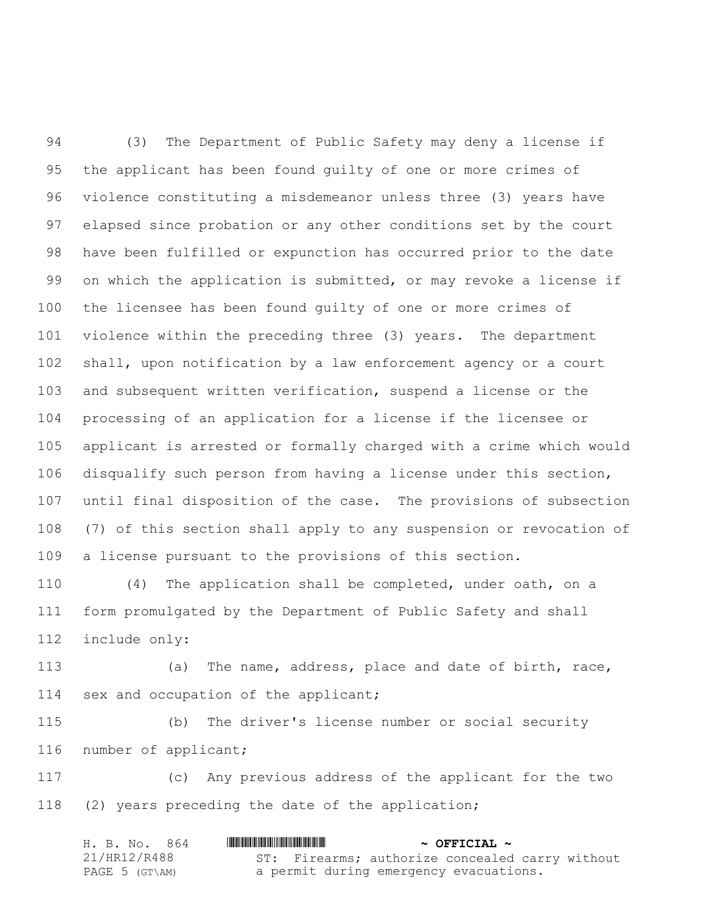(3) The Department of Public Safety may deny a license if the applicant has been found guilty of one or more crimes of violence constituting a misdemeanor unless three (3) years have elapsed since probation or any other conditions set by the court have been fulfilled or expunction has occurred prior to the date on which the application is submitted, or may revoke a license if the licensee has been found guilty of one or more crimes of violence within the preceding three (3) years. The department shall, upon notification by a law enforcement agency or a court and subsequent written verification, suspend a license or the processing of an application for a license if the licensee or applicant is arrested or formally charged with a crime which would disqualify such person from having a license under this section, until final disposition of the case. The provisions of subsection (7) of this section shall apply to any suspension or revocation of a license pursuant to the provisions of this section.

(4) The application shall be completed, under oath, on a form promulgated by the Department of Public Safety and shall include only:

(a) The name, address, place and date of birth, race, sex and occupation of the applicant;

(b) The driver's license number or social security number of applicant;

(c) Any previous address of the applicant for the two (2) years preceding the date of the application;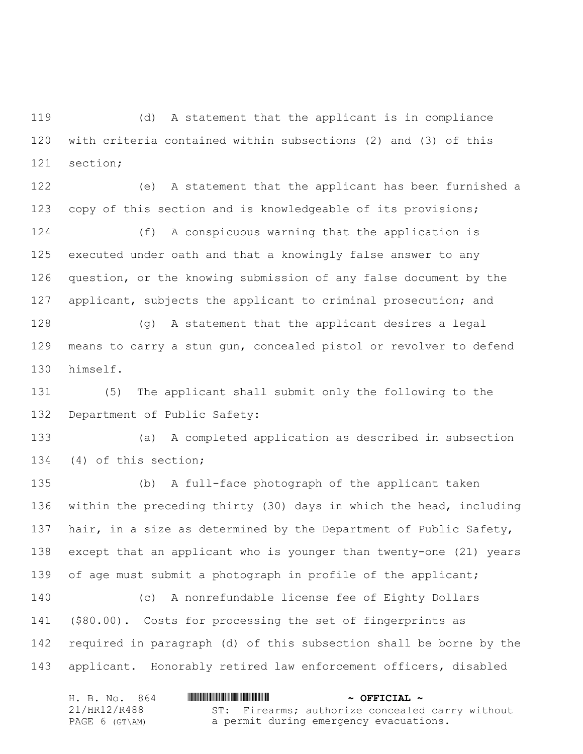(d) A statement that the applicant is in compliance with criteria contained within subsections (2) and (3) of this section;

(e) A statement that the applicant has been furnished a copy of this section and is knowledgeable of its provisions;

(f) A conspicuous warning that the application is executed under oath and that a knowingly false answer to any question, or the knowing submission of any false document by the applicant, subjects the applicant to criminal prosecution; and

(g) A statement that the applicant desires a legal means to carry a stun gun, concealed pistol or revolver to defend himself.

(5) The applicant shall submit only the following to the Department of Public Safety:

(a) A completed application as described in subsection (4) of this section;

(b) A full-face photograph of the applicant taken within the preceding thirty (30) days in which the head, including hair, in a size as determined by the Department of Public Safety, except that an applicant who is younger than twenty-one (21) years of age must submit a photograph in profile of the applicant;

(c) A nonrefundable license fee of Eighty Dollars ($80.00). Costs for processing the set of fingerprints as required in paragraph (d) of this subsection shall be borne by the applicant. Honorably retired law enforcement officers, disabled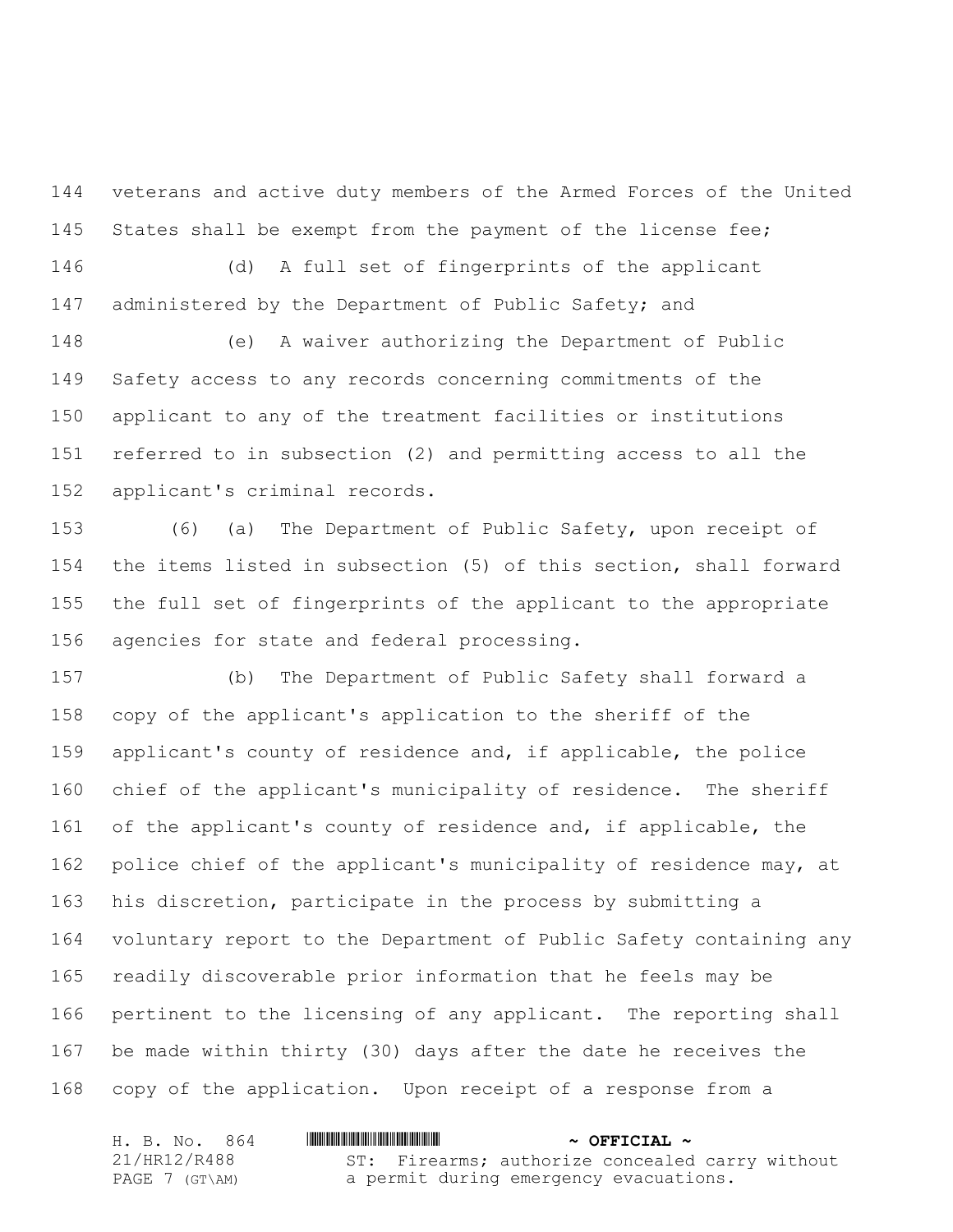veterans and active duty members of the Armed Forces of the United States shall be exempt from the payment of the license fee;

(d) A full set of fingerprints of the applicant administered by the Department of Public Safety; and

(e) A waiver authorizing the Department of Public Safety access to any records concerning commitments of the applicant to any of the treatment facilities or institutions referred to in subsection (2) and permitting access to all the applicant's criminal records.

(6) (a) The Department of Public Safety, upon receipt of the items listed in subsection (5) of this section, shall forward the full set of fingerprints of the applicant to the appropriate agencies for state and federal processing.

(b) The Department of Public Safety shall forward a copy of the applicant's application to the sheriff of the applicant's county of residence and, if applicable, the police chief of the applicant's municipality of residence. The sheriff of the applicant's county of residence and, if applicable, the police chief of the applicant's municipality of residence may, at his discretion, participate in the process by submitting a voluntary report to the Department of Public Safety containing any readily discoverable prior information that he feels may be pertinent to the licensing of any applicant. The reporting shall be made within thirty (30) days after the date he receives the copy of the application. Upon receipt of a response from a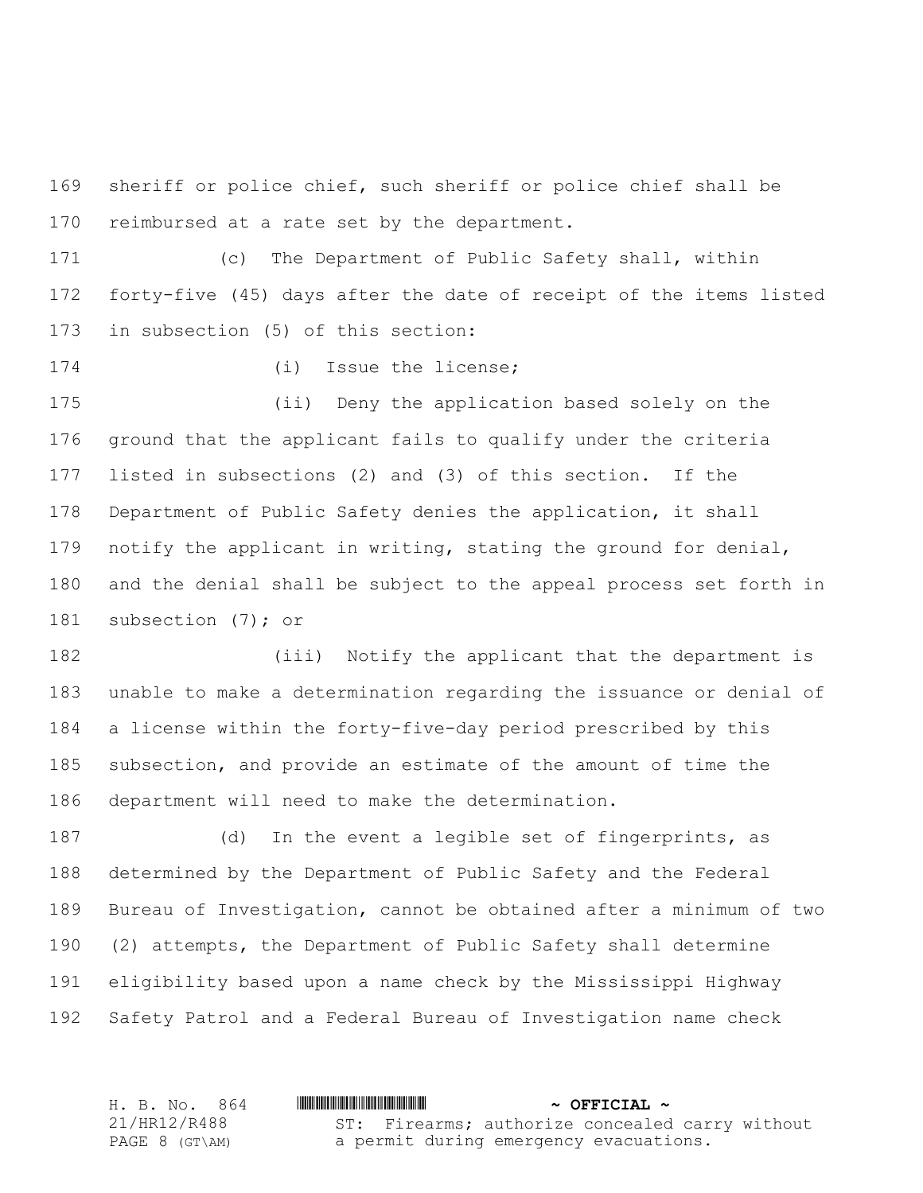sheriff or police chief, such sheriff or police chief shall be reimbursed at a rate set by the department.

(c) The Department of Public Safety shall, within forty-five (45) days after the date of receipt of the items listed in subsection (5) of this section:

(i) Issue the license;

(ii) Deny the application based solely on the ground that the applicant fails to qualify under the criteria listed in subsections (2) and (3) of this section. If the Department of Public Safety denies the application, it shall notify the applicant in writing, stating the ground for denial, and the denial shall be subject to the appeal process set forth in subsection (7); or

(iii) Notify the applicant that the department is unable to make a determination regarding the issuance or denial of a license within the forty-five-day period prescribed by this subsection, and provide an estimate of the amount of time the department will need to make the determination.

(d) In the event a legible set of fingerprints, as determined by the Department of Public Safety and the Federal Bureau of Investigation, cannot be obtained after a minimum of two (2) attempts, the Department of Public Safety shall determine eligibility based upon a name check by the Mississippi Highway Safety Patrol and a Federal Bureau of Investigation name check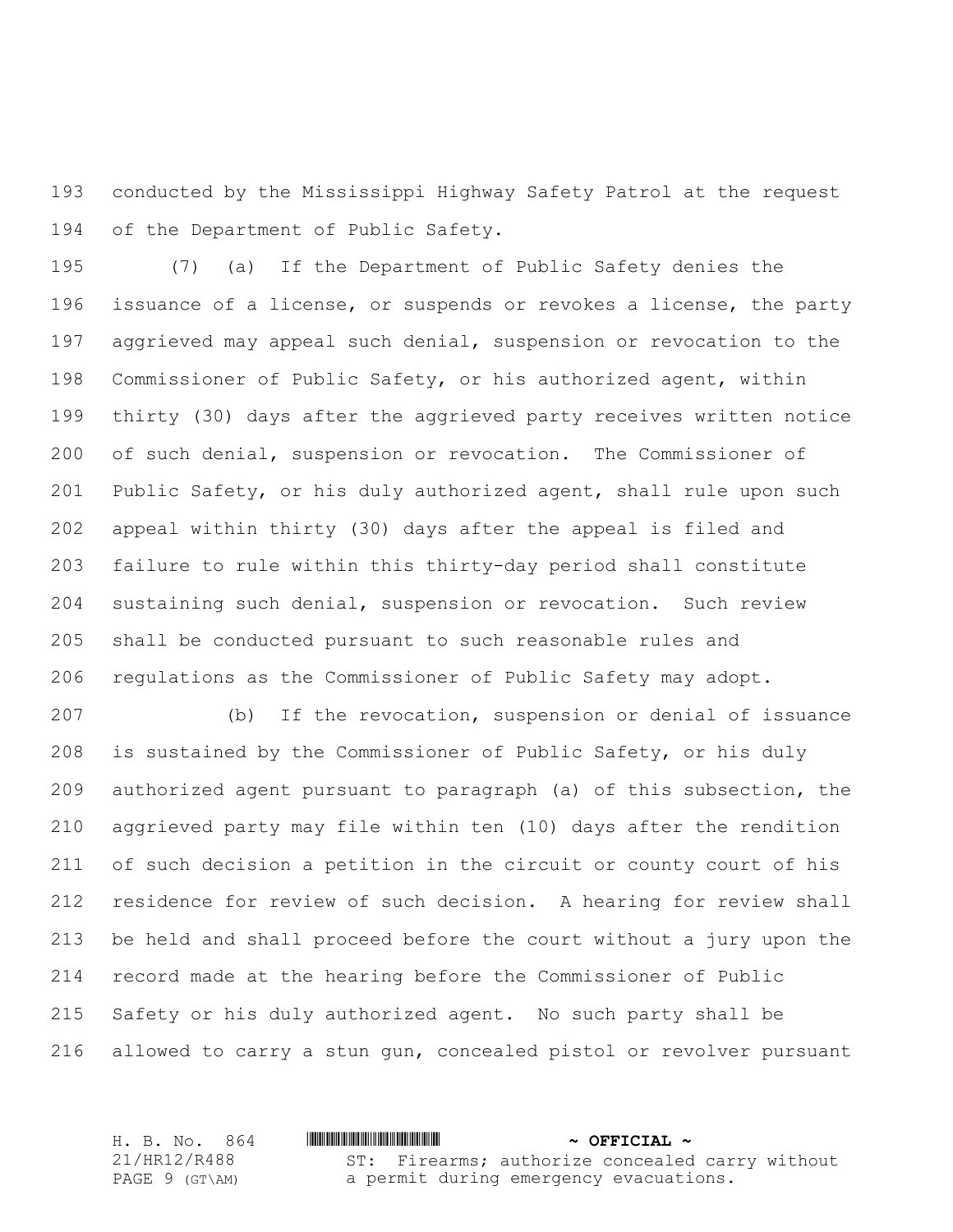conducted by the Mississippi Highway Safety Patrol at the request of the Department of Public Safety.

(7) (a) If the Department of Public Safety denies the issuance of a license, or suspends or revokes a license, the party aggrieved may appeal such denial, suspension or revocation to the Commissioner of Public Safety, or his authorized agent, within thirty (30) days after the aggrieved party receives written notice of such denial, suspension or revocation. The Commissioner of Public Safety, or his duly authorized agent, shall rule upon such appeal within thirty (30) days after the appeal is filed and failure to rule within this thirty-day period shall constitute sustaining such denial, suspension or revocation. Such review shall be conducted pursuant to such reasonable rules and regulations as the Commissioner of Public Safety may adopt.

(b) If the revocation, suspension or denial of issuance is sustained by the Commissioner of Public Safety, or his duly authorized agent pursuant to paragraph (a) of this subsection, the aggrieved party may file within ten (10) days after the rendition of such decision a petition in the circuit or county court of his residence for review of such decision. A hearing for review shall be held and shall proceed before the court without a jury upon the record made at the hearing before the Commissioner of Public Safety or his duly authorized agent. No such party shall be allowed to carry a stun gun, concealed pistol or revolver pursuant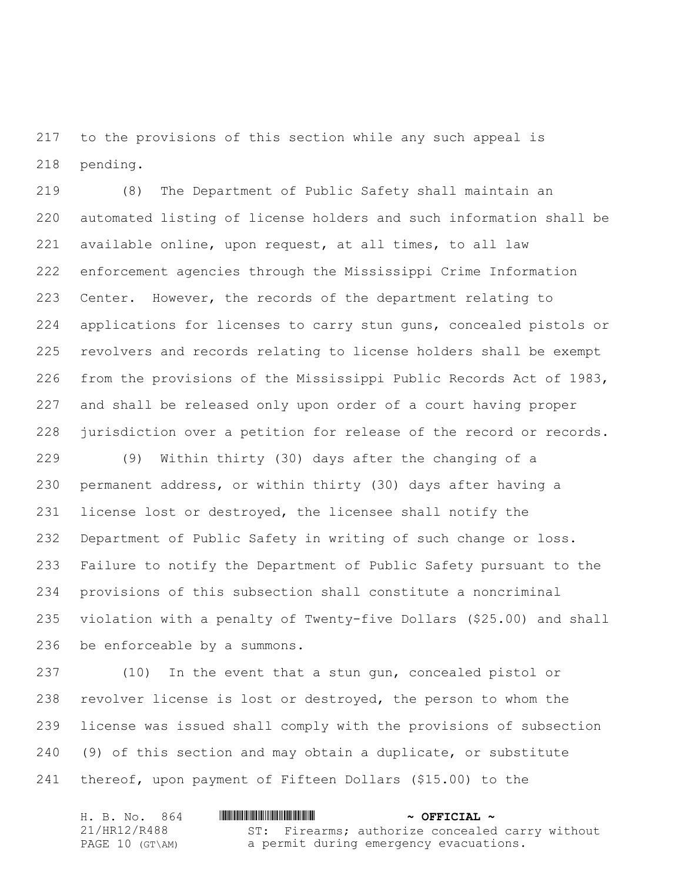to the provisions of this section while any such appeal is pending.

(8) The Department of Public Safety shall maintain an automated listing of license holders and such information shall be available online, upon request, at all times, to all law enforcement agencies through the Mississippi Crime Information Center. However, the records of the department relating to applications for licenses to carry stun guns, concealed pistols or revolvers and records relating to license holders shall be exempt from the provisions of the Mississippi Public Records Act of 1983, and shall be released only upon order of a court having proper jurisdiction over a petition for release of the record or records.

(9) Within thirty (30) days after the changing of a permanent address, or within thirty (30) days after having a license lost or destroyed, the licensee shall notify the Department of Public Safety in writing of such change or loss. Failure to notify the Department of Public Safety pursuant to the provisions of this subsection shall constitute a noncriminal violation with a penalty of Twenty-five Dollars ($25.00) and shall be enforceable by a summons.

(10) In the event that a stun gun, concealed pistol or revolver license is lost or destroyed, the person to whom the license was issued shall comply with the provisions of subsection (9) of this section and may obtain a duplicate, or substitute thereof, upon payment of Fifteen Dollars ($15.00) to the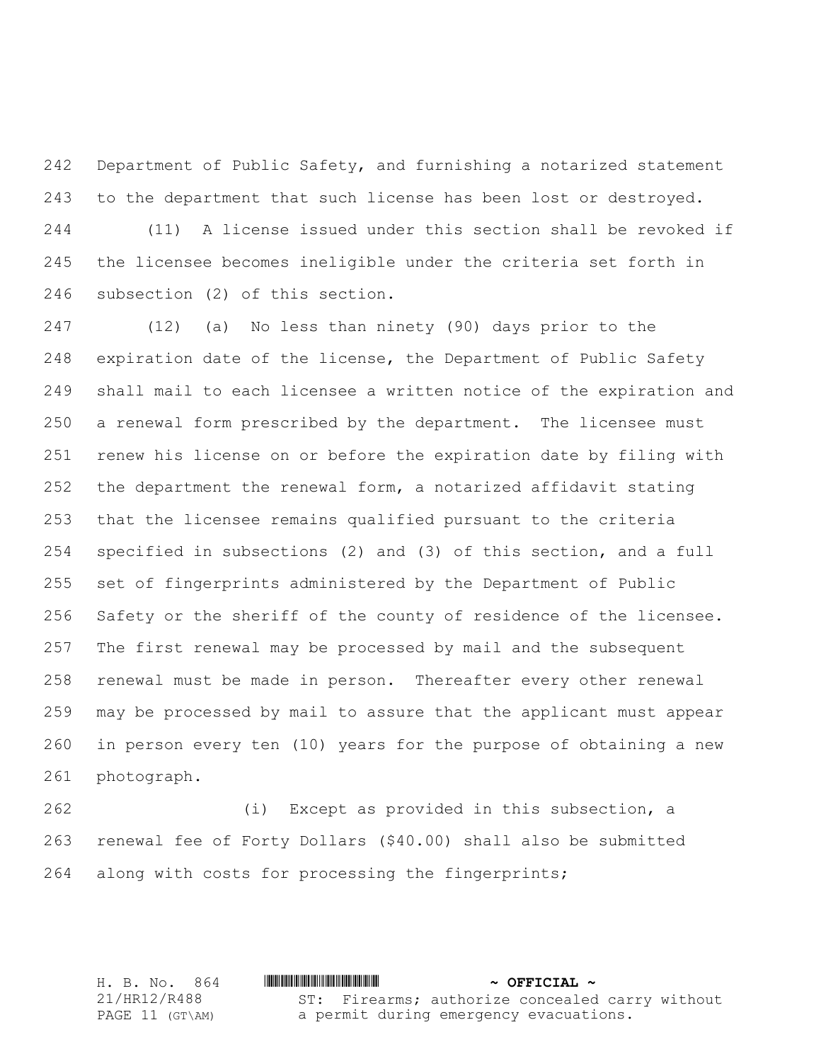Department of Public Safety, and furnishing a notarized statement to the department that such license has been lost or destroyed.

(11) A license issued under this section shall be revoked if the licensee becomes ineligible under the criteria set forth in subsection (2) of this section.

(12) (a) No less than ninety (90) days prior to the expiration date of the license, the Department of Public Safety shall mail to each licensee a written notice of the expiration and a renewal form prescribed by the department. The licensee must renew his license on or before the expiration date by filing with the department the renewal form, a notarized affidavit stating that the licensee remains qualified pursuant to the criteria specified in subsections (2) and (3) of this section, and a full set of fingerprints administered by the Department of Public Safety or the sheriff of the county of residence of the licensee. The first renewal may be processed by mail and the subsequent renewal must be made in person. Thereafter every other renewal may be processed by mail to assure that the applicant must appear in person every ten (10) years for the purpose of obtaining a new photograph.

(i) Except as provided in this subsection, a renewal fee of Forty Dollars ($40.00) shall also be submitted along with costs for processing the fingerprints;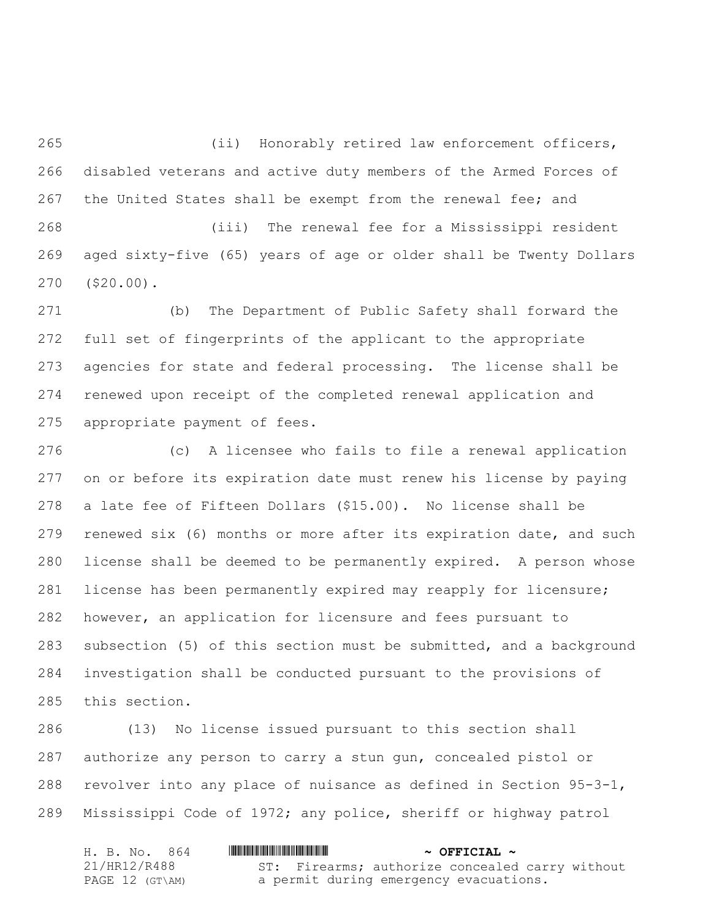(ii) Honorably retired law enforcement officers, disabled veterans and active duty members of the Armed Forces of the United States shall be exempt from the renewal fee; and

(iii) The renewal fee for a Mississippi resident aged sixty-five (65) years of age or older shall be Twenty Dollars ($20.00).

(b) The Department of Public Safety shall forward the full set of fingerprints of the applicant to the appropriate agencies for state and federal processing. The license shall be renewed upon receipt of the completed renewal application and appropriate payment of fees.

(c) A licensee who fails to file a renewal application on or before its expiration date must renew his license by paying a late fee of Fifteen Dollars ($15.00). No license shall be renewed six (6) months or more after its expiration date, and such license shall be deemed to be permanently expired. A person whose license has been permanently expired may reapply for licensure; however, an application for licensure and fees pursuant to subsection (5) of this section must be submitted, and a background investigation shall be conducted pursuant to the provisions of this section.

(13) No license issued pursuant to this section shall authorize any person to carry a stun gun, concealed pistol or revolver into any place of nuisance as defined in Section 95-3-1, Mississippi Code of 1972; any police, sheriff or highway patrol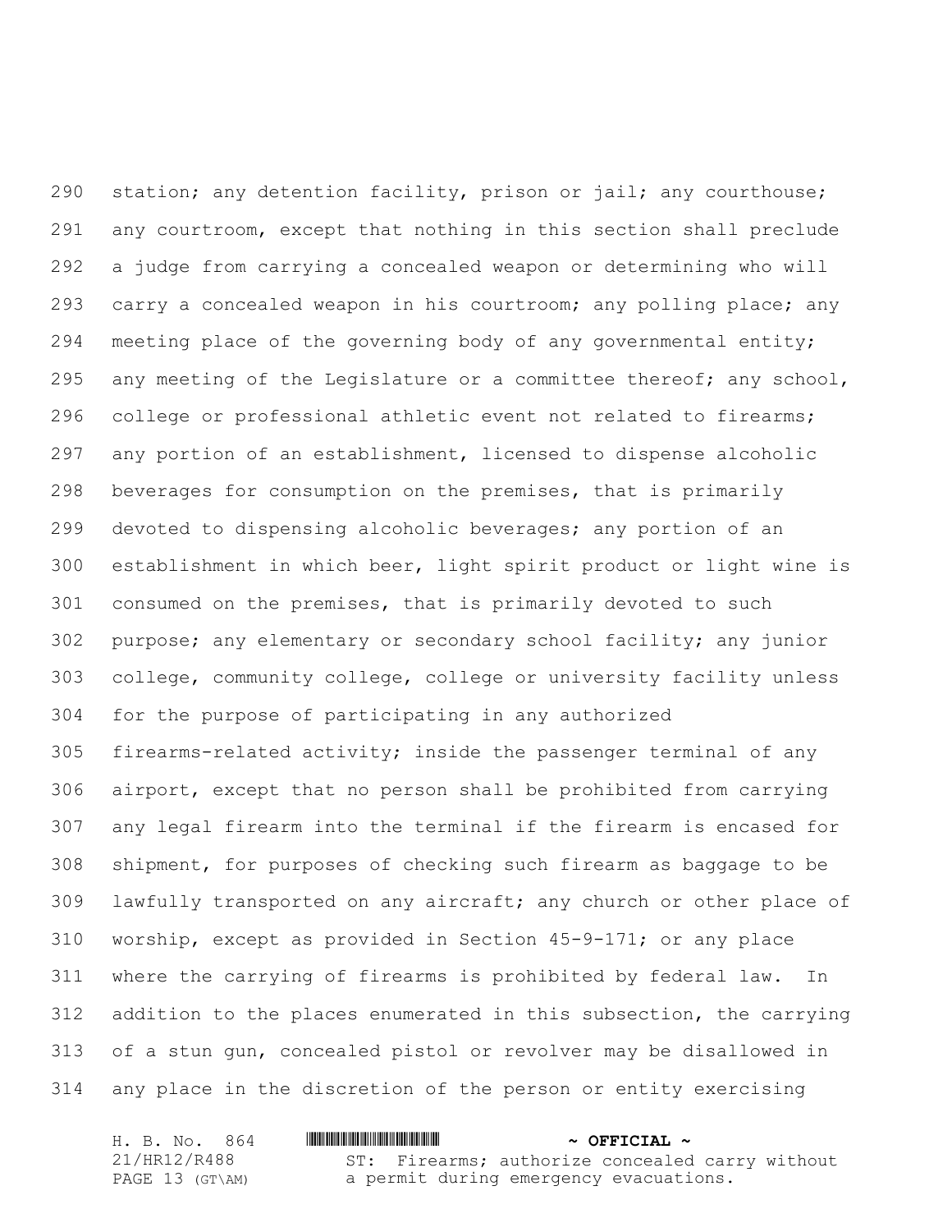station; any detention facility, prison or jail; any courthouse; any courtroom, except that nothing in this section shall preclude a judge from carrying a concealed weapon or determining who will carry a concealed weapon in his courtroom; any polling place; any meeting place of the governing body of any governmental entity; any meeting of the Legislature or a committee thereof; any school, college or professional athletic event not related to firearms; any portion of an establishment, licensed to dispense alcoholic beverages for consumption on the premises, that is primarily devoted to dispensing alcoholic beverages; any portion of an establishment in which beer, light spirit product or light wine is consumed on the premises, that is primarily devoted to such purpose; any elementary or secondary school facility; any junior college, community college, college or university facility unless for the purpose of participating in any authorized firearms-related activity; inside the passenger terminal of any airport, except that no person shall be prohibited from carrying any legal firearm into the terminal if the firearm is encased for shipment, for purposes of checking such firearm as baggage to be lawfully transported on any aircraft; any church or other place of worship, except as provided in Section 45-9-171; or any place where the carrying of firearms is prohibited by federal law. In addition to the places enumerated in this subsection, the carrying of a stun gun, concealed pistol or revolver may be disallowed in any place in the discretion of the person or entity exercising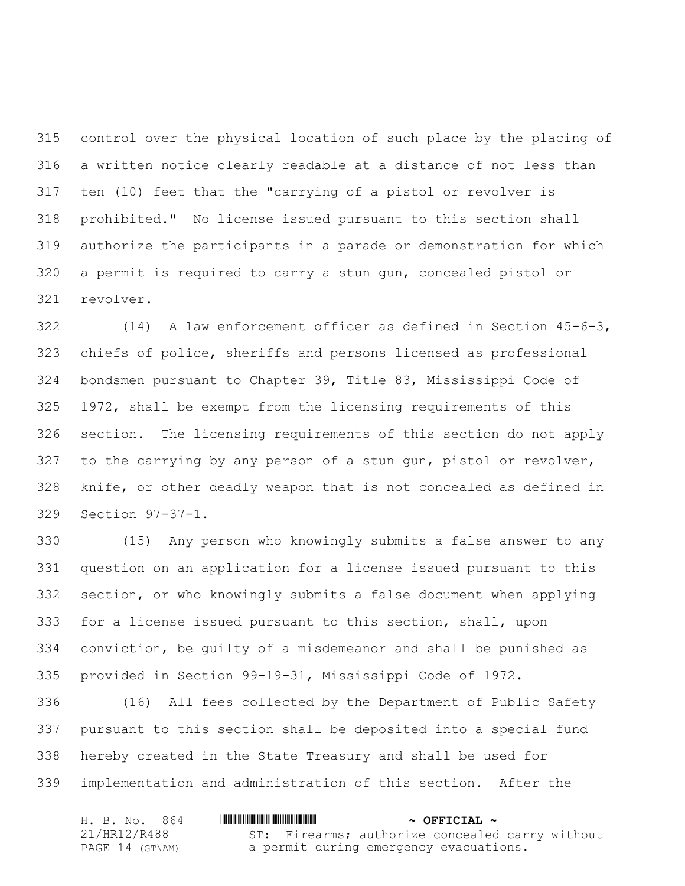control over the physical location of such place by the placing of a written notice clearly readable at a distance of not less than ten (10) feet that the "carrying of a pistol or revolver is prohibited." No license issued pursuant to this section shall authorize the participants in a parade or demonstration for which a permit is required to carry a stun gun, concealed pistol or revolver.

(14) A law enforcement officer as defined in Section 45-6-3, chiefs of police, sheriffs and persons licensed as professional bondsmen pursuant to Chapter 39, Title 83, Mississippi Code of 1972, shall be exempt from the licensing requirements of this section. The licensing requirements of this section do not apply to the carrying by any person of a stun gun, pistol or revolver, knife, or other deadly weapon that is not concealed as defined in Section 97-37-1.

(15) Any person who knowingly submits a false answer to any question on an application for a license issued pursuant to this section, or who knowingly submits a false document when applying for a license issued pursuant to this section, shall, upon conviction, be guilty of a misdemeanor and shall be punished as provided in Section 99-19-31, Mississippi Code of 1972.

(16) All fees collected by the Department of Public Safety pursuant to this section shall be deposited into a special fund hereby created in the State Treasury and shall be used for implementation and administration of this section. After the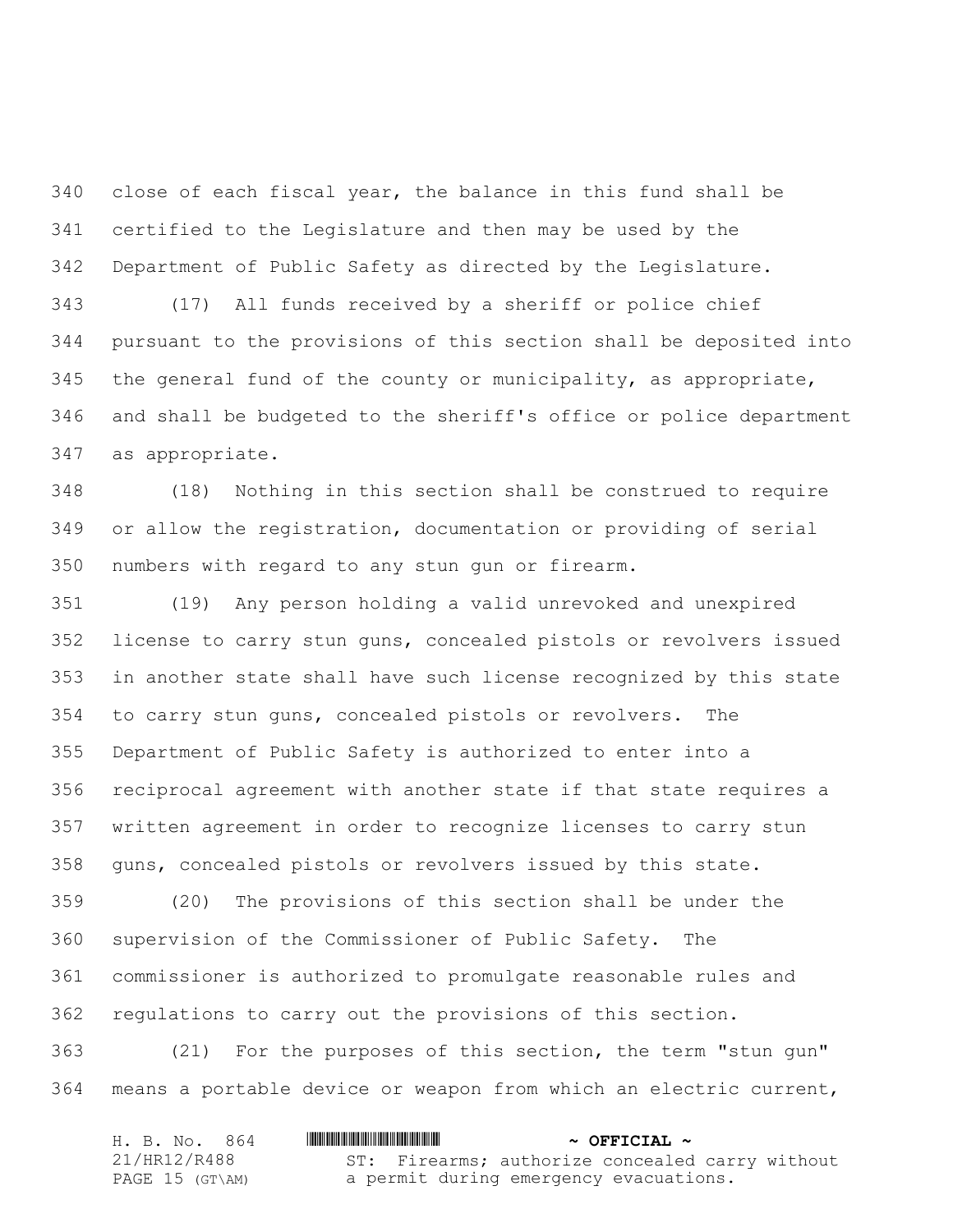close of each fiscal year, the balance in this fund shall be certified to the Legislature and then may be used by the Department of Public Safety as directed by the Legislature.

(17) All funds received by a sheriff or police chief pursuant to the provisions of this section shall be deposited into the general fund of the county or municipality, as appropriate, and shall be budgeted to the sheriff's office or police department as appropriate.

(18) Nothing in this section shall be construed to require or allow the registration, documentation or providing of serial numbers with regard to any stun gun or firearm.

(19) Any person holding a valid unrevoked and unexpired license to carry stun guns, concealed pistols or revolvers issued in another state shall have such license recognized by this state to carry stun guns, concealed pistols or revolvers. The Department of Public Safety is authorized to enter into a reciprocal agreement with another state if that state requires a written agreement in order to recognize licenses to carry stun guns, concealed pistols or revolvers issued by this state.

(20) The provisions of this section shall be under the supervision of the Commissioner of Public Safety. The commissioner is authorized to promulgate reasonable rules and regulations to carry out the provisions of this section.

(21) For the purposes of this section, the term "stun gun" means a portable device or weapon from which an electric current,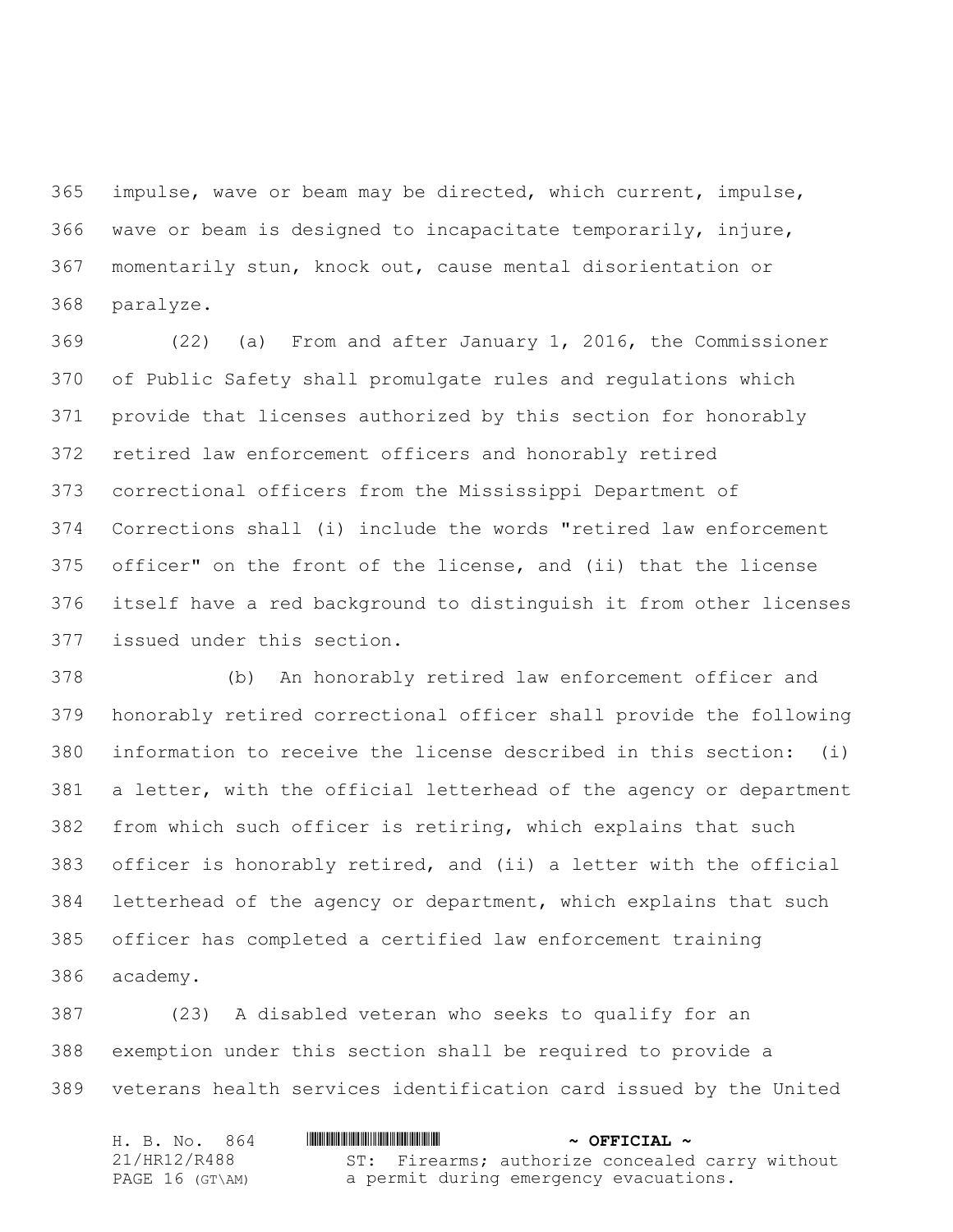impulse, wave or beam may be directed, which current, impulse, wave or beam is designed to incapacitate temporarily, injure, momentarily stun, knock out, cause mental disorientation or paralyze.

(22) (a) From and after January 1, 2016, the Commissioner of Public Safety shall promulgate rules and regulations which provide that licenses authorized by this section for honorably retired law enforcement officers and honorably retired correctional officers from the Mississippi Department of Corrections shall (i) include the words "retired law enforcement officer" on the front of the license, and (ii) that the license itself have a red background to distinguish it from other licenses issued under this section.

(b) An honorably retired law enforcement officer and honorably retired correctional officer shall provide the following information to receive the license described in this section: (i) a letter, with the official letterhead of the agency or department from which such officer is retiring, which explains that such officer is honorably retired, and (ii) a letter with the official letterhead of the agency or department, which explains that such officer has completed a certified law enforcement training academy.

(23) A disabled veteran who seeks to qualify for an exemption under this section shall be required to provide a veterans health services identification card issued by the United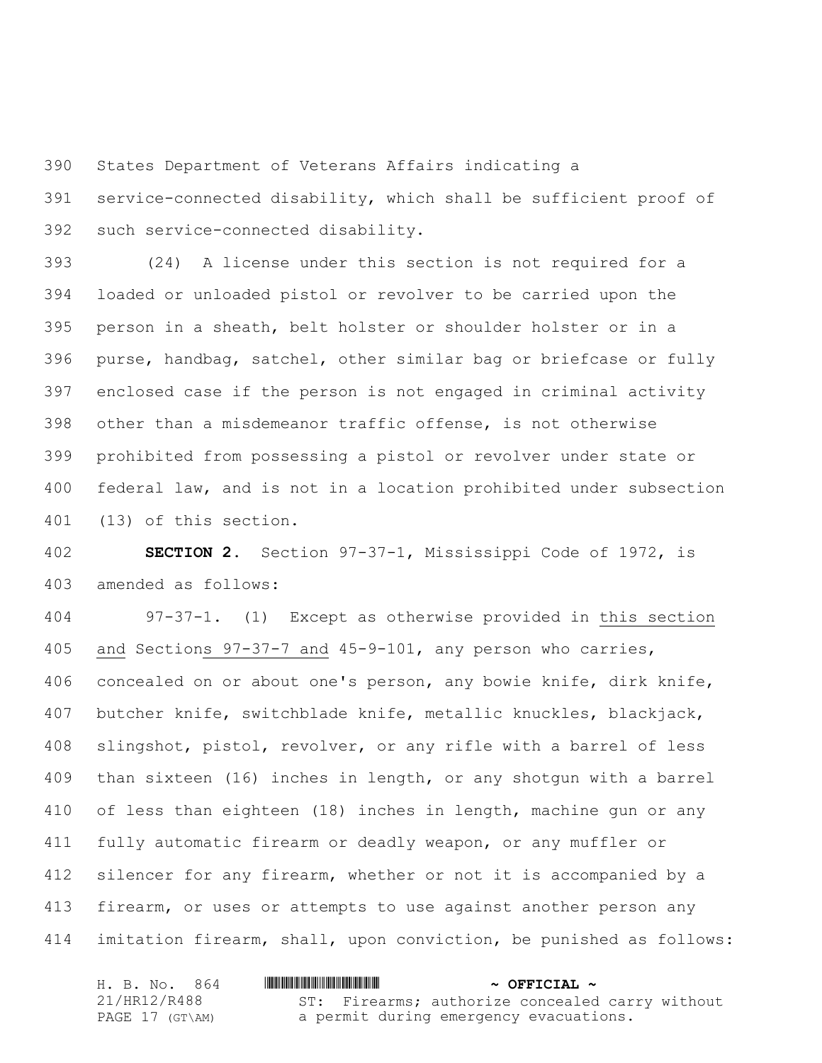States Department of Veterans Affairs indicating a service-connected disability, which shall be sufficient proof of such service-connected disability.

(24) A license under this section is not required for a loaded or unloaded pistol or revolver to be carried upon the person in a sheath, belt holster or shoulder holster or in a purse, handbag, satchel, other similar bag or briefcase or fully enclosed case if the person is not engaged in criminal activity other than a misdemeanor traffic offense, is not otherwise prohibited from possessing a pistol or revolver under state or federal law, and is not in a location prohibited under subsection (13) of this section.

**SECTION 2.** Section 97-37-1, Mississippi Code of 1972, is amended as follows:

97-37-1. (1) Except as otherwise provided in this section and Sections 97-37-7 and 45-9-101, any person who carries, concealed on or about one's person, any bowie knife, dirk knife, butcher knife, switchblade knife, metallic knuckles, blackjack, slingshot, pistol, revolver, or any rifle with a barrel of less than sixteen (16) inches in length, or any shotgun with a barrel of less than eighteen (18) inches in length, machine gun or any fully automatic firearm or deadly weapon, or any muffler or silencer for any firearm, whether or not it is accompanied by a firearm, or uses or attempts to use against another person any imitation firearm, shall, upon conviction, be punished as follows: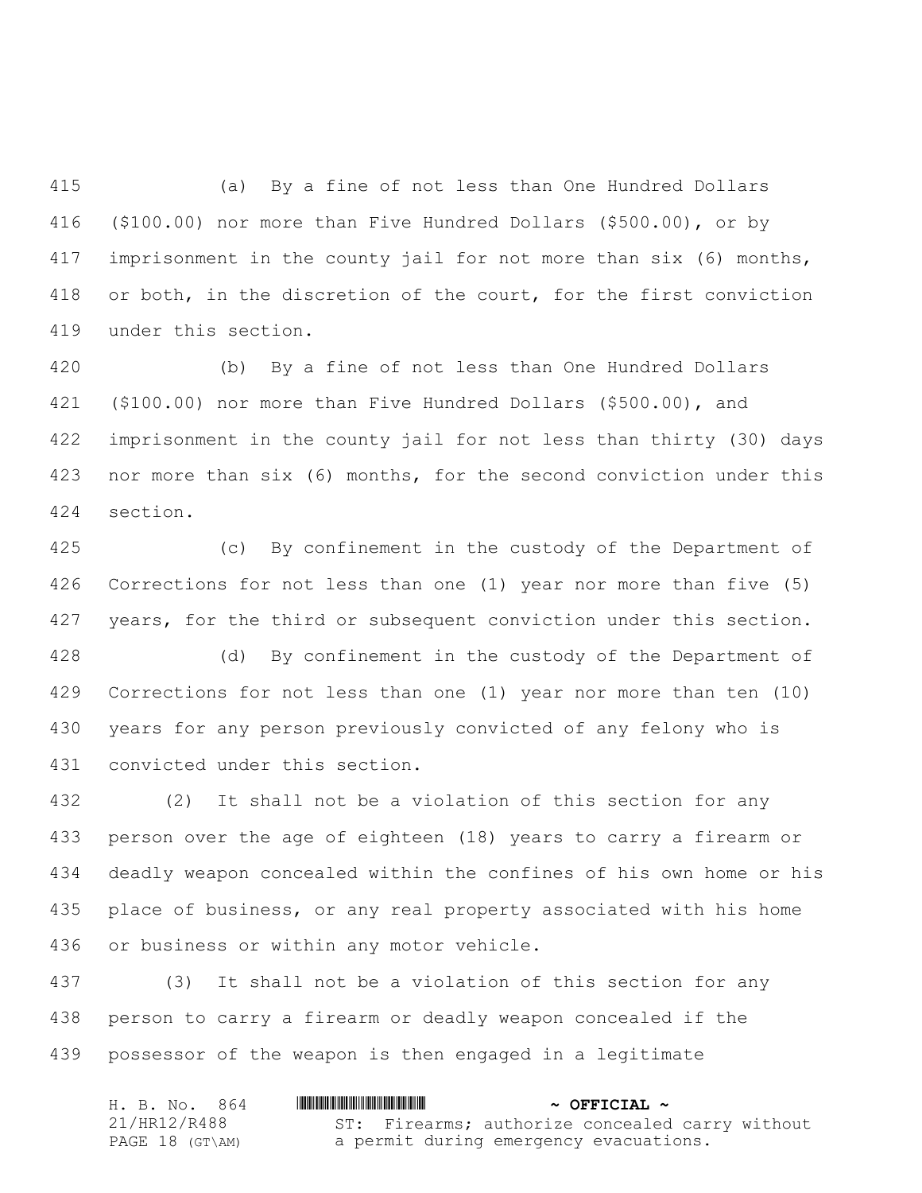(a) By a fine of not less than One Hundred Dollars ($100.00) nor more than Five Hundred Dollars ($500.00), or by imprisonment in the county jail for not more than six (6) months, or both, in the discretion of the court, for the first conviction under this section.

(b) By a fine of not less than One Hundred Dollars ($100.00) nor more than Five Hundred Dollars ($500.00), and imprisonment in the county jail for not less than thirty (30) days nor more than six (6) months, for the second conviction under this section.

(c) By confinement in the custody of the Department of Corrections for not less than one (1) year nor more than five (5) years, for the third or subsequent conviction under this section.

(d) By confinement in the custody of the Department of Corrections for not less than one (1) year nor more than ten (10) years for any person previously convicted of any felony who is convicted under this section.

(2) It shall not be a violation of this section for any person over the age of eighteen (18) years to carry a firearm or deadly weapon concealed within the confines of his own home or his place of business, or any real property associated with his home or business or within any motor vehicle.

(3) It shall not be a violation of this section for any person to carry a firearm or deadly weapon concealed if the possessor of the weapon is then engaged in a legitimate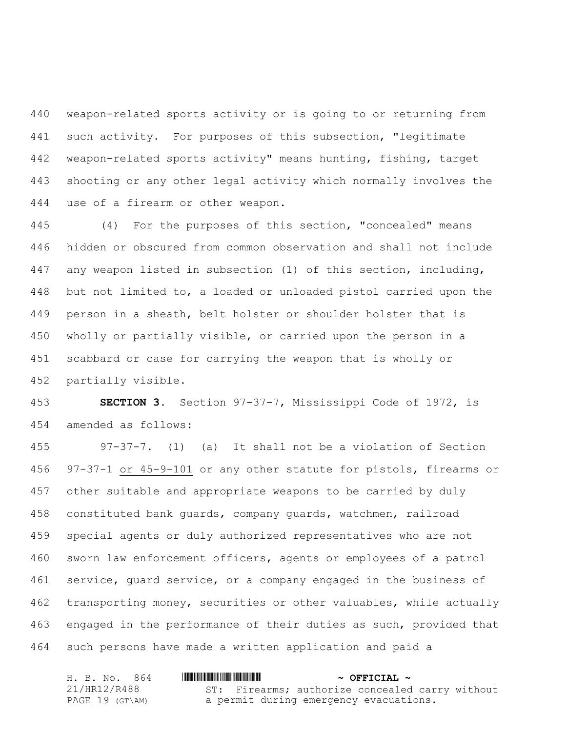weapon-related sports activity or is going to or returning from such activity. For purposes of this subsection, "legitimate weapon-related sports activity" means hunting, fishing, target shooting or any other legal activity which normally involves the use of a firearm or other weapon.

(4) For the purposes of this section, "concealed" means hidden or obscured from common observation and shall not include any weapon listed in subsection (1) of this section, including, but not limited to, a loaded or unloaded pistol carried upon the person in a sheath, belt holster or shoulder holster that is wholly or partially visible, or carried upon the person in a scabbard or case for carrying the weapon that is wholly or partially visible.

**SECTION 3.** Section 97-37-7, Mississippi Code of 1972, is amended as follows:

97-37-7. (1) (a) It shall not be a violation of Section 97-37-1 or 45-9-101 or any other statute for pistols, firearms or other suitable and appropriate weapons to be carried by duly constituted bank guards, company guards, watchmen, railroad special agents or duly authorized representatives who are not sworn law enforcement officers, agents or employees of a patrol service, guard service, or a company engaged in the business of transporting money, securities or other valuables, while actually engaged in the performance of their duties as such, provided that such persons have made a written application and paid a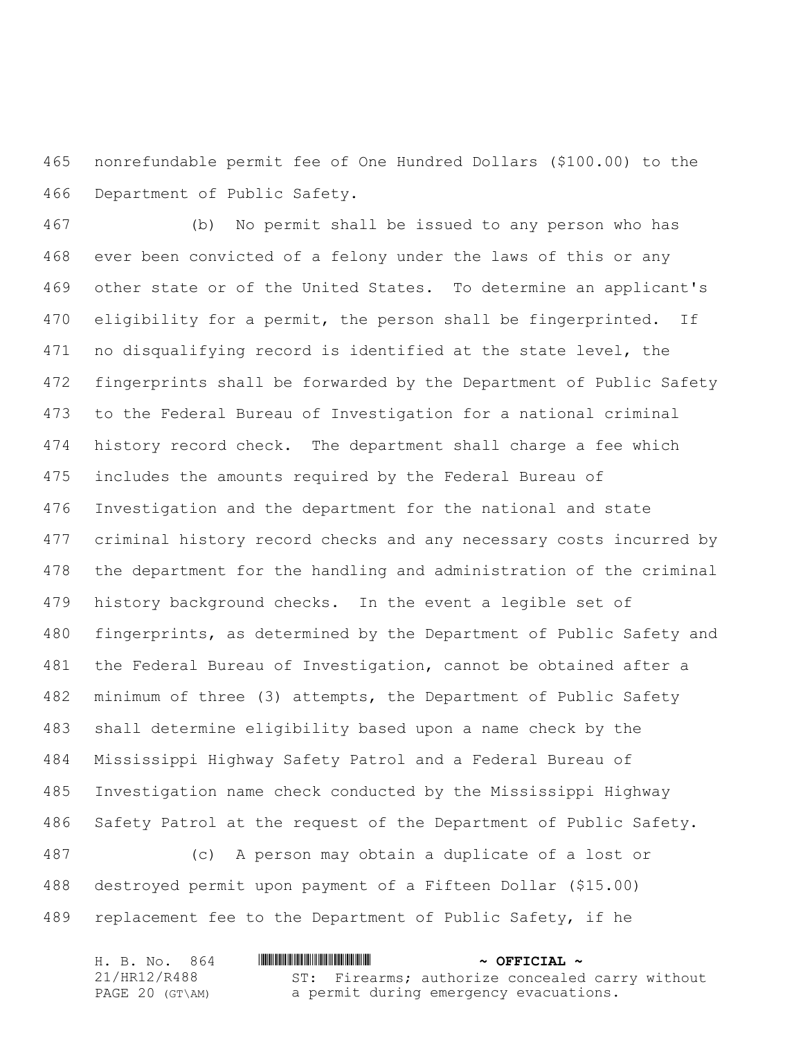nonrefundable permit fee of One Hundred Dollars ($100.00) to the Department of Public Safety.

(b) No permit shall be issued to any person who has ever been convicted of a felony under the laws of this or any other state or of the United States. To determine an applicant's eligibility for a permit, the person shall be fingerprinted. If no disqualifying record is identified at the state level, the fingerprints shall be forwarded by the Department of Public Safety to the Federal Bureau of Investigation for a national criminal history record check. The department shall charge a fee which includes the amounts required by the Federal Bureau of Investigation and the department for the national and state criminal history record checks and any necessary costs incurred by the department for the handling and administration of the criminal history background checks. In the event a legible set of fingerprints, as determined by the Department of Public Safety and the Federal Bureau of Investigation, cannot be obtained after a minimum of three (3) attempts, the Department of Public Safety shall determine eligibility based upon a name check by the Mississippi Highway Safety Patrol and a Federal Bureau of Investigation name check conducted by the Mississippi Highway Safety Patrol at the request of the Department of Public Safety.

(c) A person may obtain a duplicate of a lost or destroyed permit upon payment of a Fifteen Dollar ($15.00) replacement fee to the Department of Public Safety, if he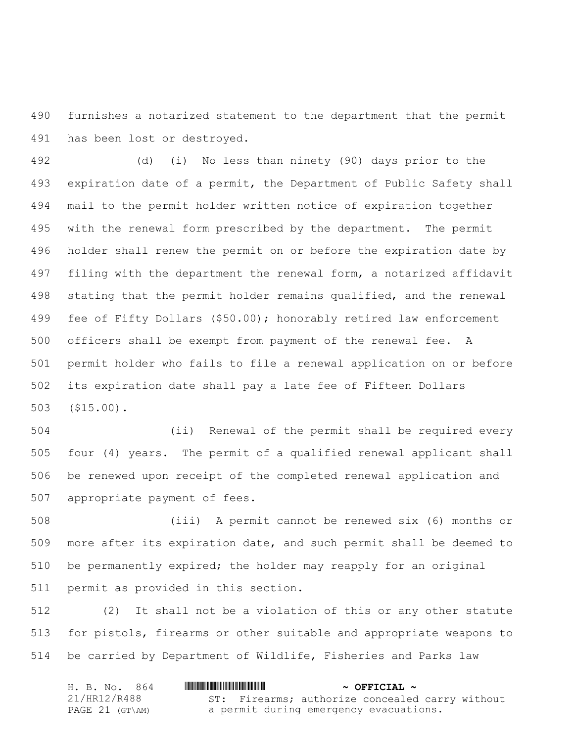furnishes a notarized statement to the department that the permit has been lost or destroyed.

(d) (i) No less than ninety (90) days prior to the expiration date of a permit, the Department of Public Safety shall mail to the permit holder written notice of expiration together with the renewal form prescribed by the department. The permit holder shall renew the permit on or before the expiration date by filing with the department the renewal form, a notarized affidavit stating that the permit holder remains qualified, and the renewal fee of Fifty Dollars ($50.00); honorably retired law enforcement officers shall be exempt from payment of the renewal fee. A permit holder who fails to file a renewal application on or before its expiration date shall pay a late fee of Fifteen Dollars ($15.00).

(ii) Renewal of the permit shall be required every four (4) years. The permit of a qualified renewal applicant shall be renewed upon receipt of the completed renewal application and appropriate payment of fees.

(iii) A permit cannot be renewed six (6) months or more after its expiration date, and such permit shall be deemed to be permanently expired; the holder may reapply for an original permit as provided in this section.

(2) It shall not be a violation of this or any other statute for pistols, firearms or other suitable and appropriate weapons to be carried by Department of Wildlife, Fisheries and Parks law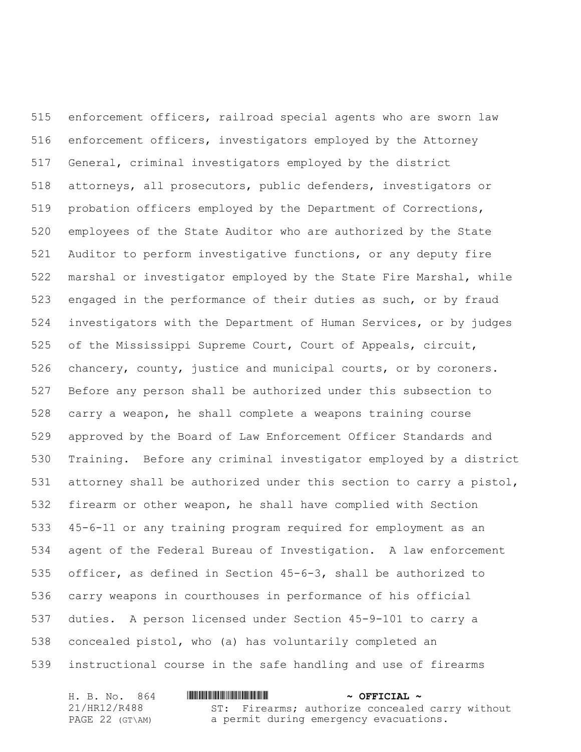enforcement officers, railroad special agents who are sworn law enforcement officers, investigators employed by the Attorney General, criminal investigators employed by the district attorneys, all prosecutors, public defenders, investigators or probation officers employed by the Department of Corrections, employees of the State Auditor who are authorized by the State Auditor to perform investigative functions, or any deputy fire marshal or investigator employed by the State Fire Marshal, while engaged in the performance of their duties as such, or by fraud investigators with the Department of Human Services, or by judges of the Mississippi Supreme Court, Court of Appeals, circuit, chancery, county, justice and municipal courts, or by coroners. Before any person shall be authorized under this subsection to carry a weapon, he shall complete a weapons training course approved by the Board of Law Enforcement Officer Standards and Training. Before any criminal investigator employed by a district attorney shall be authorized under this section to carry a pistol, firearm or other weapon, he shall have complied with Section 45-6-11 or any training program required for employment as an agent of the Federal Bureau of Investigation. A law enforcement officer, as defined in Section 45-6-3, shall be authorized to carry weapons in courthouses in performance of his official duties. A person licensed under Section 45-9-101 to carry a concealed pistol, who (a) has voluntarily completed an instructional course in the safe handling and use of firearms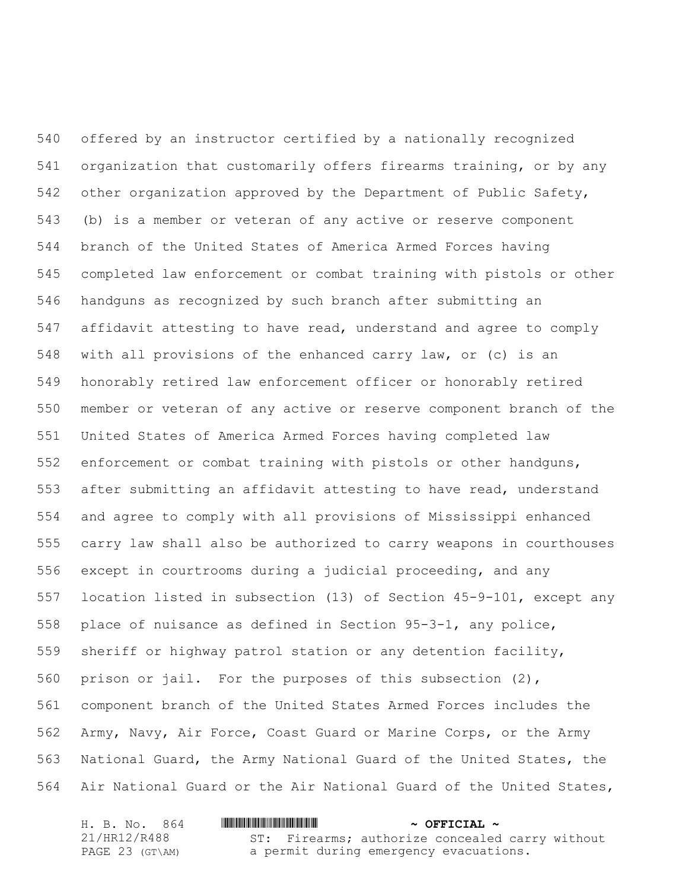offered by an instructor certified by a nationally recognized organization that customarily offers firearms training, or by any other organization approved by the Department of Public Safety, (b) is a member or veteran of any active or reserve component branch of the United States of America Armed Forces having completed law enforcement or combat training with pistols or other handguns as recognized by such branch after submitting an affidavit attesting to have read, understand and agree to comply with all provisions of the enhanced carry law, or (c) is an honorably retired law enforcement officer or honorably retired member or veteran of any active or reserve component branch of the United States of America Armed Forces having completed law enforcement or combat training with pistols or other handguns, after submitting an affidavit attesting to have read, understand and agree to comply with all provisions of Mississippi enhanced carry law shall also be authorized to carry weapons in courthouses except in courtrooms during a judicial proceeding, and any location listed in subsection (13) of Section 45-9-101, except any place of nuisance as defined in Section 95-3-1, any police, sheriff or highway patrol station or any detention facility, prison or jail. For the purposes of this subsection (2), component branch of the United States Armed Forces includes the Army, Navy, Air Force, Coast Guard or Marine Corps, or the Army National Guard, the Army National Guard of the United States, the Air National Guard or the Air National Guard of the United States,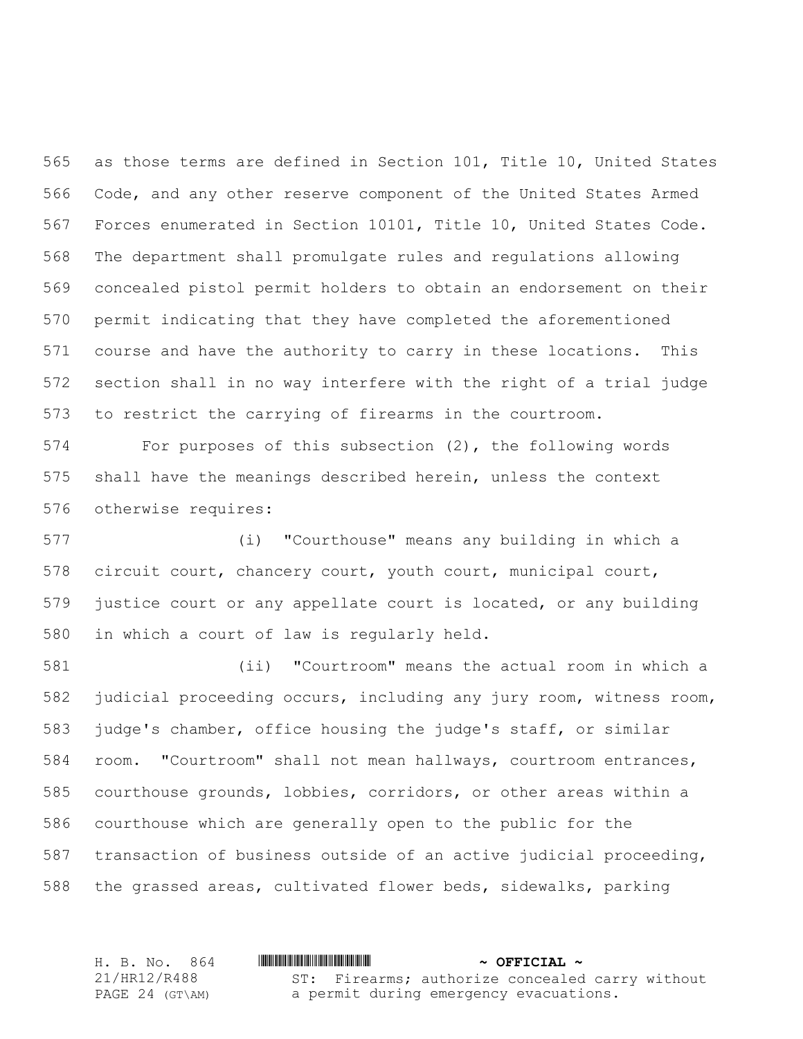as those terms are defined in Section 101, Title 10, United States Code, and any other reserve component of the United States Armed Forces enumerated in Section 10101, Title 10, United States Code. The department shall promulgate rules and regulations allowing concealed pistol permit holders to obtain an endorsement on their permit indicating that they have completed the aforementioned course and have the authority to carry in these locations. This section shall in no way interfere with the right of a trial judge to restrict the carrying of firearms in the courtroom.

For purposes of this subsection (2), the following words shall have the meanings described herein, unless the context otherwise requires:

(i) "Courthouse" means any building in which a circuit court, chancery court, youth court, municipal court, justice court or any appellate court is located, or any building in which a court of law is regularly held.

(ii) "Courtroom" means the actual room in which a judicial proceeding occurs, including any jury room, witness room, judge's chamber, office housing the judge's staff, or similar room. "Courtroom" shall not mean hallways, courtroom entrances, courthouse grounds, lobbies, corridors, or other areas within a courthouse which are generally open to the public for the transaction of business outside of an active judicial proceeding, the grassed areas, cultivated flower beds, sidewalks, parking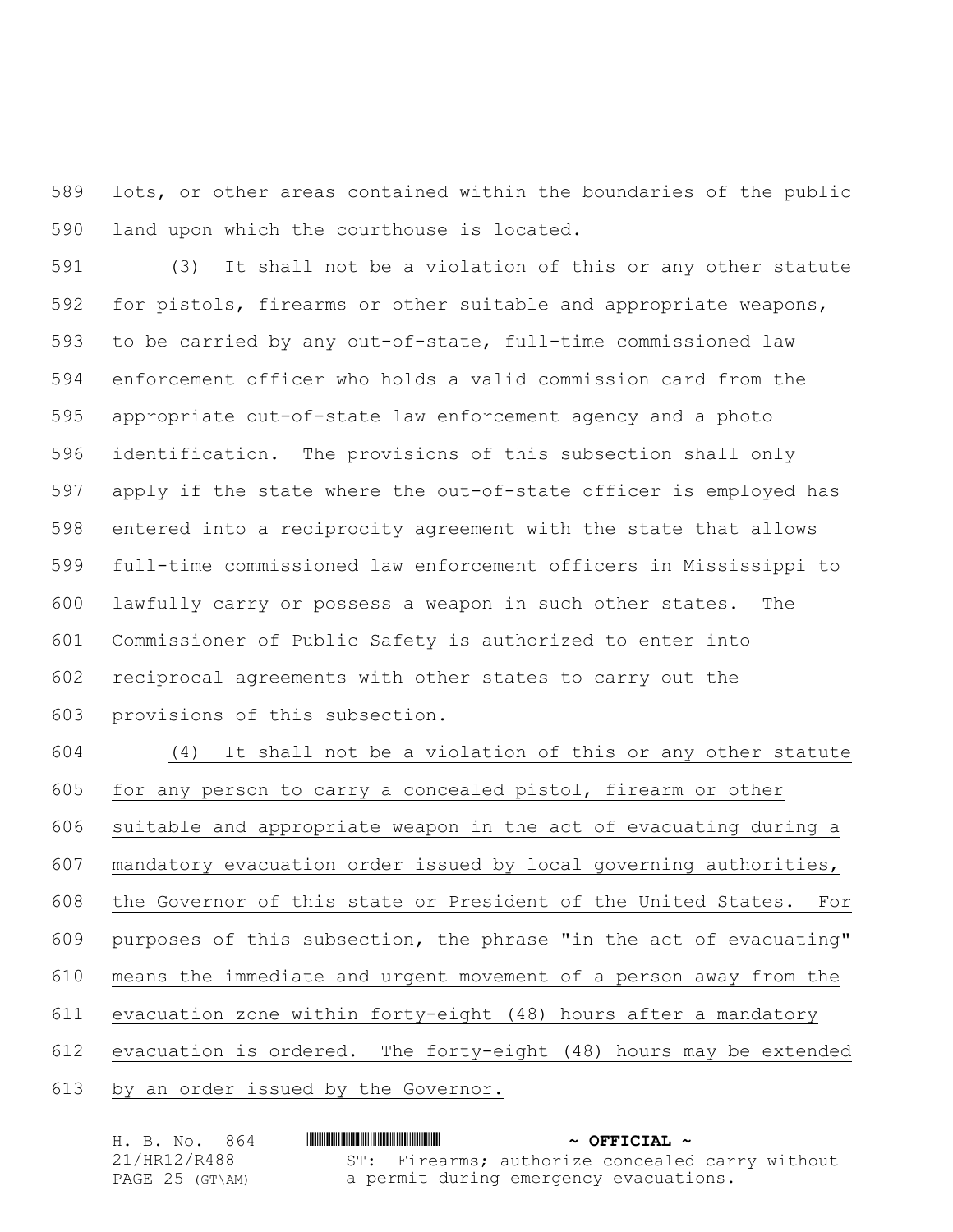lots, or other areas contained within the boundaries of the public land upon which the courthouse is located.

(3) It shall not be a violation of this or any other statute for pistols, firearms or other suitable and appropriate weapons, to be carried by any out-of-state, full-time commissioned law enforcement officer who holds a valid commission card from the appropriate out-of-state law enforcement agency and a photo identification. The provisions of this subsection shall only apply if the state where the out-of-state officer is employed has entered into a reciprocity agreement with the state that allows full-time commissioned law enforcement officers in Mississippi to lawfully carry or possess a weapon in such other states. The Commissioner of Public Safety is authorized to enter into reciprocal agreements with other states to carry out the provisions of this subsection.

<u>(4) It shall not be a violation of this or any other statute for any person to carry a concealed pistol, firearm or other suitable and appropriate weapon in the act of evacuating during a mandatory evacuation order issued by local governing authorities, the Governor of this state or President of the United States. For purposes of this subsection, the phrase "in the act of evacuating" means the immediate and urgent movement of a person away from the evacuation zone within forty-eight (48) hours after a mandatory evacuation is ordered. The forty-eight (48) hours may be extended by an order issued by the Governor.</u>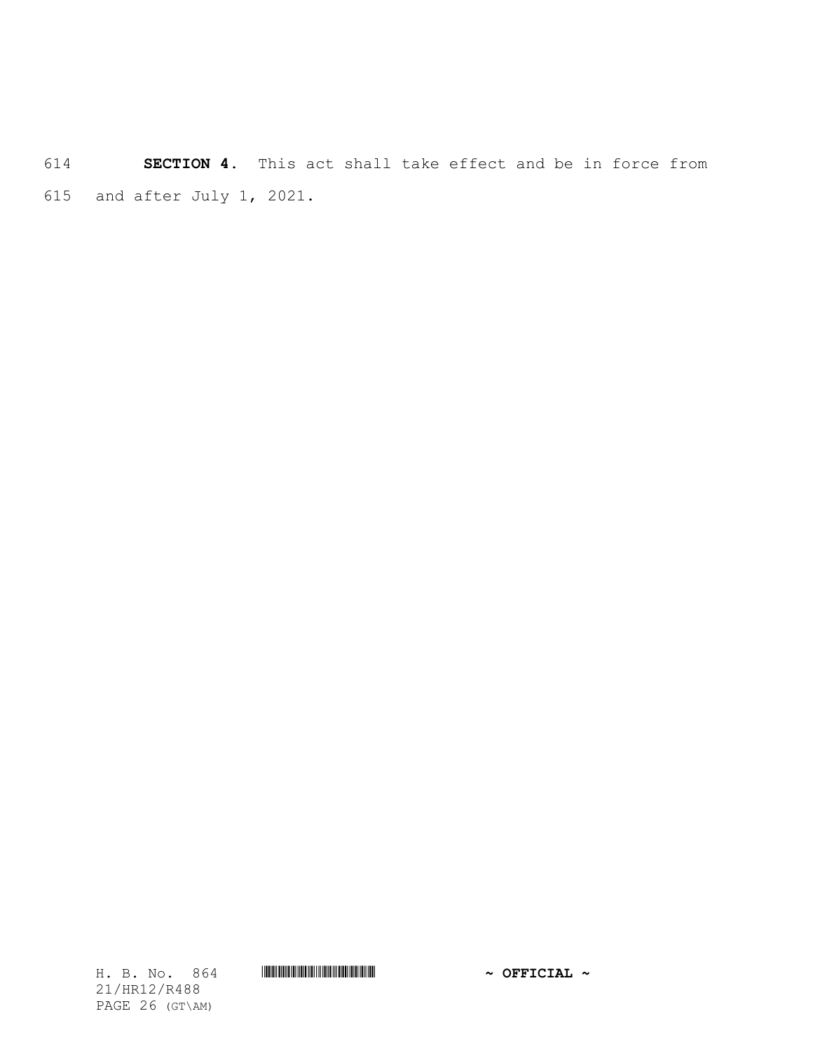**SECTION 4.** This act shall take effect and be in force from and after July 1, 2021.